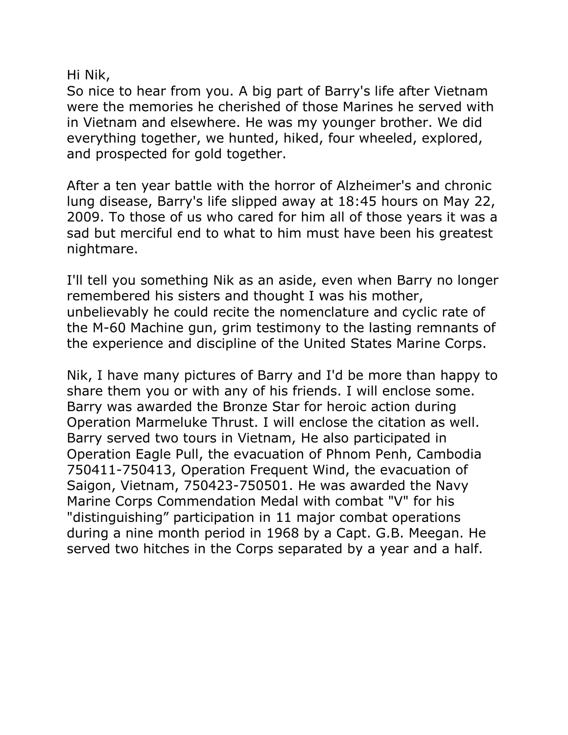Hi Nik,
So nice to hear from you. A big part of Barry's life after Vietnam were the memories he cherished of those Marines he served with in Vietnam and elsewhere. He was my younger brother. We did everything together, we hunted, hiked, four wheeled, explored, and prospected for gold together.

After a ten year battle with the horror of Alzheimer's and chronic lung disease, Barry's life slipped away at 18:45 hours on May 22, 2009. To those of us who cared for him all of those years it was a sad but merciful end to what to him must have been his greatest nightmare.

I'll tell you something Nik as an aside, even when Barry no longer remembered his sisters and thought I was his mother, unbelievably he could recite the nomenclature and cyclic rate of the M-60 Machine gun, grim testimony to the lasting remnants of the experience and discipline of the United States Marine Corps.

Nik, I have many pictures of Barry and I'd be more than happy to share them you or with any of his friends. I will enclose some. Barry was awarded the Bronze Star for heroic action during Operation Marmeluke Thrust. I will enclose the citation as well. Barry served two tours in Vietnam, He also participated in Operation Eagle Pull, the evacuation of Phnom Penh, Cambodia 750411-750413, Operation Frequent Wind, the evacuation of Saigon, Vietnam, 750423-750501. He was awarded the Navy Marine Corps Commendation Medal with combat "V" for his "distinguishing" participation in 11 major combat operations during a nine month period in 1968 by a Capt. G.B. Meegan. He served two hitches in the Corps separated by a year and a half.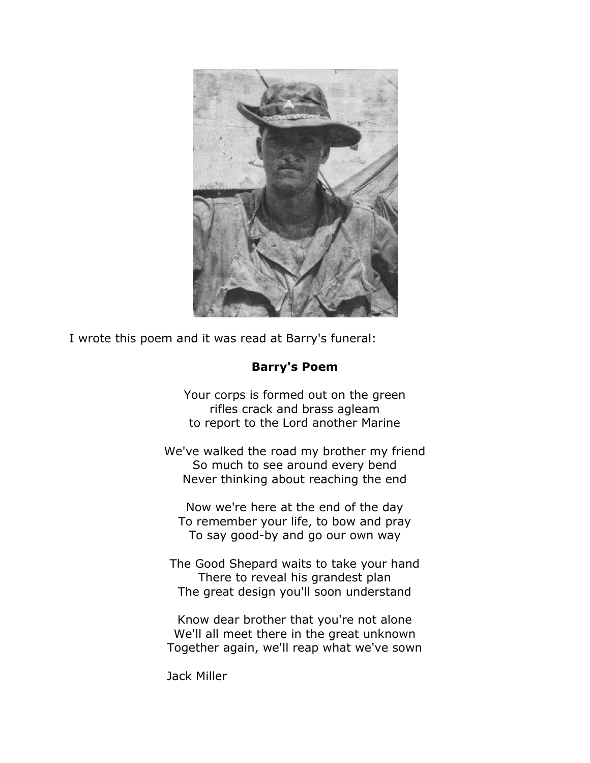I wrote this poem and it was read at Barry's funeral:

**Barry's Poem**

Your corps is formed out on the green
rifles crack and brass agleam
to report to the Lord another Marine

We've walked the road my brother my friend
So much to see around every bend
Never thinking about reaching the end

Now we're here at the end of the day
To remember your life, to bow and pray
To say good-by and go our own way

The Good Shepard waits to take your hand
There to reveal his grandest plan
The great design you'll soon understand

Know dear brother that you're not alone
We'll all meet there in the great unknown
Together again, we'll reap what we've sown

Jack Miller